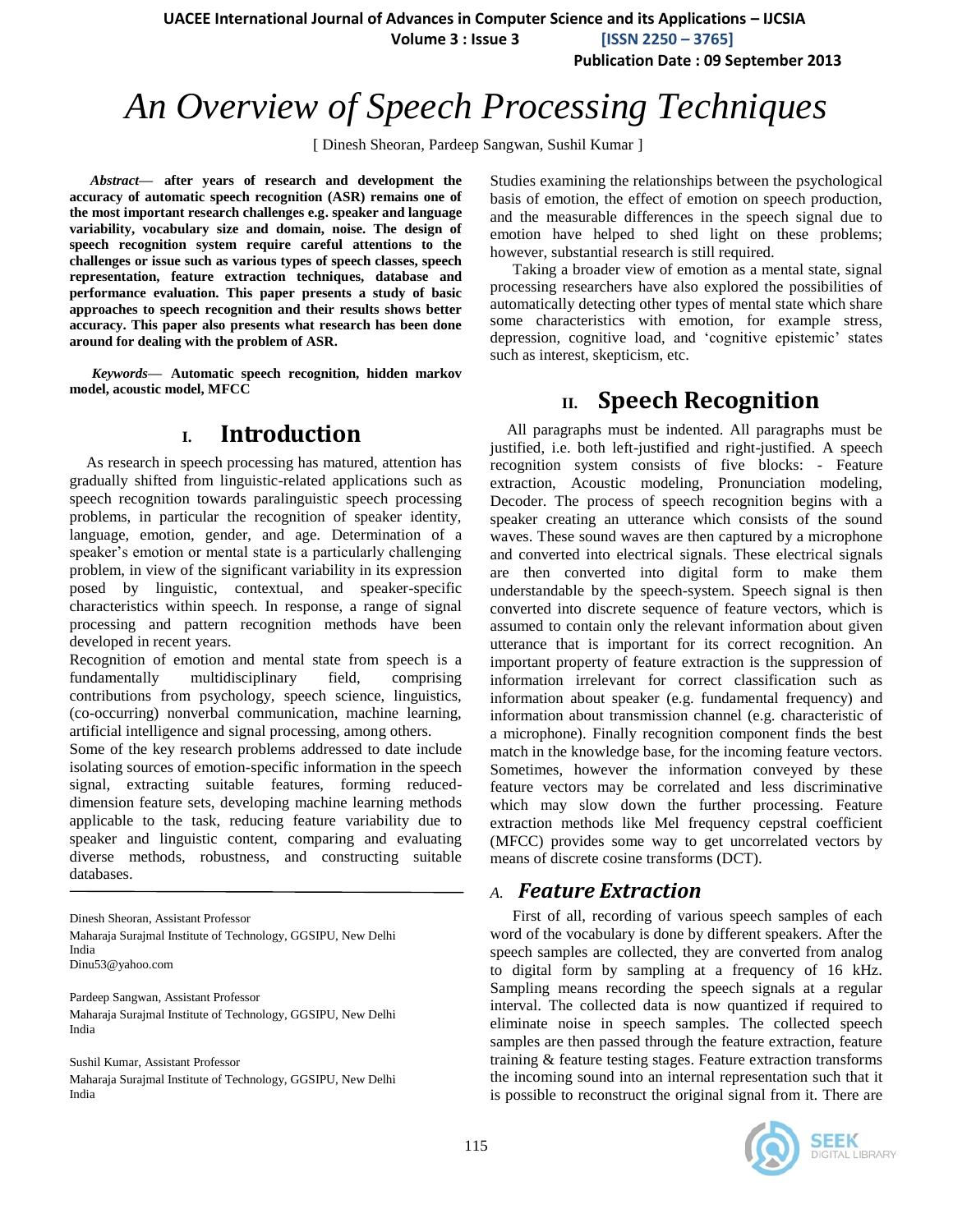# An Overview of Speech Processing Techniques

[ Dinesh Sheoran, Pardeep Sangwan, Sushil Kumar ]

***Abstract*— after years of research and development the accuracy of automatic speech recognition (ASR) remains one of the most important research challenges e.g. speaker and language variability, vocabulary size and domain, noise. The design of speech recognition system require careful attentions to the challenges or issue such as various types of speech classes, speech representation, feature extraction techniques, database and performance evaluation. This paper presents a study of basic approaches to speech recognition and their results shows better accuracy. This paper also presents what research has been done around for dealing with the problem of ASR.**

***Keywords*— Automatic speech recognition, hidden markov model, acoustic model, MFCC**

## I. Introduction

As research in speech processing has matured, attention has gradually shifted from linguistic-related applications such as speech recognition towards paralinguistic speech processing problems, in particular the recognition of speaker identity, language, emotion, gender, and age. Determination of a speaker's emotion or mental state is a particularly challenging problem, in view of the significant variability in its expression posed by linguistic, contextual, and speaker-specific characteristics within speech. In response, a range of signal processing and pattern recognition methods have been developed in recent years.

Recognition of emotion and mental state from speech is a fundamentally multidisciplinary field, comprising contributions from psychology, speech science, linguistics, (co-occurring) nonverbal communication, machine learning, artificial intelligence and signal processing, among others.

Some of the key research problems addressed to date include isolating sources of emotion-specific information in the speech signal, extracting suitable features, forming reduced-dimension feature sets, developing machine learning methods applicable to the task, reducing feature variability due to speaker and linguistic content, comparing and evaluating diverse methods, robustness, and constructing suitable databases.

Dinesh Sheoran, Assistant Professor
Maharaja Surajmal Institute of Technology, GGSIPU, New Delhi
India
Dinu53@yahoo.com

Pardeep Sangwan, Assistant Professor
Maharaja Surajmal Institute of Technology, GGSIPU, New Delhi
India

Sushil Kumar, Assistant Professor
Maharaja Surajmal Institute of Technology, GGSIPU, New Delhi
India

Studies examining the relationships between the psychological basis of emotion, the effect of emotion on speech production, and the measurable differences in the speech signal due to emotion have helped to shed light on these problems; however, substantial research is still required.

Taking a broader view of emotion as a mental state, signal processing researchers have also explored the possibilities of automatically detecting other types of mental state which share some characteristics with emotion, for example stress, depression, cognitive load, and 'cognitive epistemic' states such as interest, skepticism, etc.

## II. Speech Recognition

All paragraphs must be indented. All paragraphs must be justified, i.e. both left-justified and right-justified. A speech recognition system consists of five blocks: - Feature extraction, Acoustic modeling, Pronunciation modeling, Decoder. The process of speech recognition begins with a speaker creating an utterance which consists of the sound waves. These sound waves are then captured by a microphone and converted into electrical signals. These electrical signals are then converted into digital form to make them understandable by the speech-system. Speech signal is then converted into discrete sequence of feature vectors, which is assumed to contain only the relevant information about given utterance that is important for its correct recognition. An important property of feature extraction is the suppression of information irrelevant for correct classification such as information about speaker (e.g. fundamental frequency) and information about transmission channel (e.g. characteristic of a microphone). Finally recognition component finds the best match in the knowledge base, for the incoming feature vectors. Sometimes, however the information conveyed by these feature vectors may be correlated and less discriminative which may slow down the further processing. Feature extraction methods like Mel frequency cepstral coefficient (MFCC) provides some way to get uncorrelated vectors by means of discrete cosine transforms (DCT).

### *A. Feature Extraction*

First of all, recording of various speech samples of each word of the vocabulary is done by different speakers. After the speech samples are collected, they are converted from analog to digital form by sampling at a frequency of 16 kHz. Sampling means recording the speech signals at a regular interval. The collected data is now quantized if required to eliminate noise in speech samples. The collected speech samples are then passed through the feature extraction, feature training & feature testing stages. Feature extraction transforms the incoming sound into an internal representation such that it is possible to reconstruct the original signal from it. There are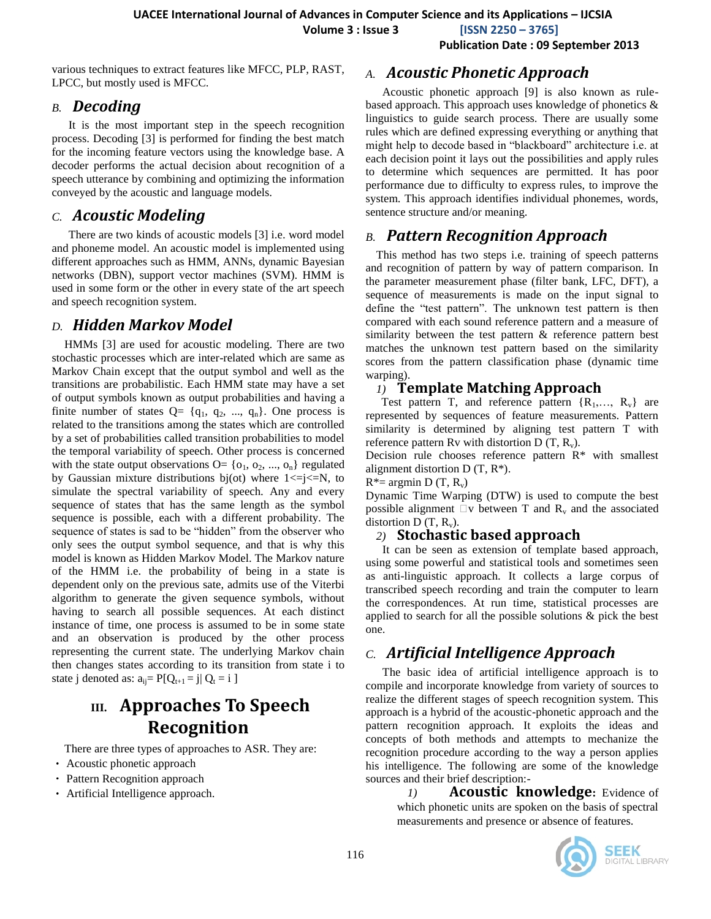various techniques to extract features like MFCC, PLP, RAST, LPCC, but mostly used is MFCC.

### B. Decoding

It is the most important step in the speech recognition process. Decoding [3] is performed for finding the best match for the incoming feature vectors using the knowledge base. A decoder performs the actual decision about recognition of a speech utterance by combining and optimizing the information conveyed by the acoustic and language models.

### C. Acoustic Modeling

There are two kinds of acoustic models [3] i.e. word model and phoneme model. An acoustic model is implemented using different approaches such as HMM, ANNs, dynamic Bayesian networks (DBN), support vector machines (SVM). HMM is used in some form or the other in every state of the art speech and speech recognition system.

### D. Hidden Markov Model

HMMs [3] are used for acoustic modeling. There are two stochastic processes which are inter-related which are same as Markov Chain except that the output symbol and well as the transitions are probabilistic. Each HMM state may have a set of output symbols known as output probabilities and having a finite number of states $Q = \{q_1, q_2, ..., q_n\}$. One process is related to the transitions among the states which are controlled by a set of probabilities called transition probabilities to model the temporal variability of speech. Other process is concerned with the state output observations $O = \{o_1, o_2, ..., o_n\}$ regulated by Gaussian mixture distributions bj(ot) where $1 <= j <= N$, to simulate the spectral variability of speech. Any and every sequence of states that has the same length as the symbol sequence is possible, each with a different probability. The sequence of states is sad to be "hidden" from the observer who only sees the output symbol sequence, and that is why this model is known as Hidden Markov Model. The Markov nature of the HMM i.e. the probability of being in a state is dependent only on the previous sate, admits use of the Viterbi algorithm to generate the given sequence symbols, without having to search all possible sequences. At each distinct instance of time, one process is assumed to be in some state and an observation is produced by the other process representing the current state. The underlying Markov chain then changes states according to its transition from state i to state j denoted as: $a_{ij} = P[Q_{t+1} = j | Q_t = i]$

## III. Approaches To Speech Recognition

There are three types of approaches to ASR. They are:

- Acoustic phonetic approach
- Pattern Recognition approach
- Artificial Intelligence approach.

### A. Acoustic Phonetic Approach

Acoustic phonetic approach [9] is also known as rule-based approach. This approach uses knowledge of phonetics & linguistics to guide search process. There are usually some rules which are defined expressing everything or anything that might help to decode based in "blackboard" architecture i.e. at each decision point it lays out the possibilities and apply rules to determine which sequences are permitted. It has poor performance due to difficulty to express rules, to improve the system. This approach identifies individual phonemes, words, sentence structure and/or meaning.

### B. Pattern Recognition Approach

This method has two steps i.e. training of speech patterns and recognition of pattern by way of pattern comparison. In the parameter measurement phase (filter bank, LFC, DFT), a sequence of measurements is made on the input signal to define the "test pattern". The unknown test pattern is then compared with each sound reference pattern and a measure of similarity between the test pattern & reference pattern best matches the unknown test pattern based on the similarity scores from the pattern classification phase (dynamic time warping).

#### 1) Template Matching Approach

Test pattern T, and reference pattern $\{R_1, \ldots, R_v\}$ are represented by sequences of feature measurements. Pattern similarity is determined by aligning test pattern T with reference pattern Rv with distortion $D(T, R_v)$.

Decision rule chooses reference pattern R* with smallest alignment distortion D (T, R*).

$R^* = \text{argmin } D(T, R_v)$

Dynamic Time Warping (DTW) is used to compute the best possible alignment □v between T and $R_v$ and the associated distortion $D(T, R_v)$.

#### 2) Stochastic based approach

It can be seen as extension of template based approach, using some powerful and statistical tools and sometimes seen as anti-linguistic approach. It collects a large corpus of transcribed speech recording and train the computer to learn the correspondences. At run time, statistical processes are applied to search for all the possible solutions & pick the best one.

### C. Artificial Intelligence Approach

The basic idea of artificial intelligence approach is to compile and incorporate knowledge from variety of sources to realize the different stages of speech recognition system. This approach is a hybrid of the acoustic-phonetic approach and the pattern recognition approach. It exploits the ideas and concepts of both methods and attempts to mechanize the recognition procedure according to the way a person applies his intelligence. The following are some of the knowledge sources and their brief description:-

1) **Acoustic knowledge:** Evidence of which phonetic units are spoken on the basis of spectral measurements and presence or absence of features.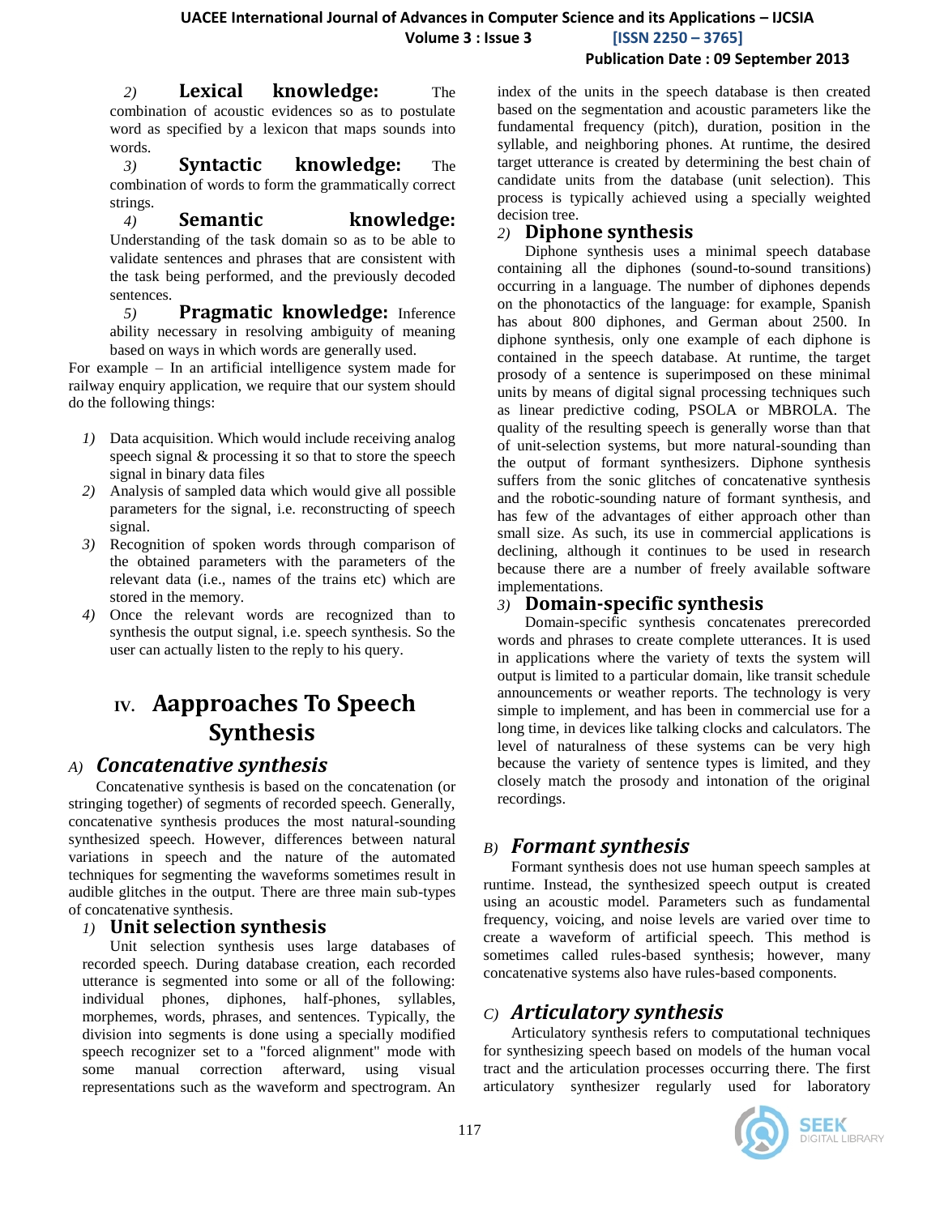2) **Lexical knowledge:** The combination of acoustic evidences so as to postulate word as specified by a lexicon that maps sounds into words.

3) **Syntactic knowledge:** The combination of words to form the grammatically correct strings.

4) **Semantic knowledge:** Understanding of the task domain so as to be able to validate sentences and phrases that are consistent with the task being performed, and the previously decoded sentences.

5) **Pragmatic knowledge:** Inference ability necessary in resolving ambiguity of meaning based on ways in which words are generally used.

For example – In an artificial intelligence system made for railway enquiry application, we require that our system should do the following things:

1) Data acquisition. Which would include receiving analog speech signal & processing it so that to store the speech signal in binary data files
2) Analysis of sampled data which would give all possible parameters for the signal, i.e. reconstructing of speech signal.
3) Recognition of spoken words through comparison of the obtained parameters with the parameters of the relevant data (i.e., names of the trains etc) which are stored in the memory.
4) Once the relevant words are recognized than to synthesis the output signal, i.e. speech synthesis. So the user can actually listen to the reply to his query.

# IV. Aapproaches To Speech Synthesis

## A) *Concatenative synthesis*

Concatenative synthesis is based on the concatenation (or stringing together) of segments of recorded speech. Generally, concatenative synthesis produces the most natural-sounding synthesized speech. However, differences between natural variations in speech and the nature of the automated techniques for segmenting the waveforms sometimes result in audible glitches in the output. There are three main sub-types of concatenative synthesis.

### 1) Unit selection synthesis

Unit selection synthesis uses large databases of recorded speech. During database creation, each recorded utterance is segmented into some or all of the following: individual phones, diphones, half-phones, syllables, morphemes, words, phrases, and sentences. Typically, the division into segments is done using a specially modified speech recognizer set to a "forced alignment" mode with some manual correction afterward, using visual representations such as the waveform and spectrogram. An index of the units in the speech database is then created based on the segmentation and acoustic parameters like the fundamental frequency (pitch), duration, position in the syllable, and neighboring phones. At runtime, the desired target utterance is created by determining the best chain of candidate units from the database (unit selection). This process is typically achieved using a specially weighted decision tree.

### 2) Diphone synthesis

Diphone synthesis uses a minimal speech database containing all the diphones (sound-to-sound transitions) occurring in a language. The number of diphones depends on the phonotactics of the language: for example, Spanish has about 800 diphones, and German about 2500. In diphone synthesis, only one example of each diphone is contained in the speech database. At runtime, the target prosody of a sentence is superimposed on these minimal units by means of digital signal processing techniques such as linear predictive coding, PSOLA or MBROLA. The quality of the resulting speech is generally worse than that of unit-selection systems, but more natural-sounding than the output of formant synthesizers. Diphone synthesis suffers from the sonic glitches of concatenative synthesis and the robotic-sounding nature of formant synthesis, and has few of the advantages of either approach other than small size. As such, its use in commercial applications is declining, although it continues to be used in research because there are a number of freely available software implementations.

### 3) Domain-specific synthesis

Domain-specific synthesis concatenates prerecorded words and phrases to create complete utterances. It is used in applications where the variety of texts the system will output is limited to a particular domain, like transit schedule announcements or weather reports. The technology is very simple to implement, and has been in commercial use for a long time, in devices like talking clocks and calculators. The level of naturalness of these systems can be very high because the variety of sentence types is limited, and they closely match the prosody and intonation of the original recordings.

## B) *Formant synthesis*

Formant synthesis does not use human speech samples at runtime. Instead, the synthesized speech output is created using an acoustic model. Parameters such as fundamental frequency, voicing, and noise levels are varied over time to create a waveform of artificial speech. This method is sometimes called rules-based synthesis; however, many concatenative systems also have rules-based components.

## C) *Articulatory synthesis*

Articulatory synthesis refers to computational techniques for synthesizing speech based on models of the human vocal tract and the articulation processes occurring there. The first articulatory synthesizer regularly used for laboratory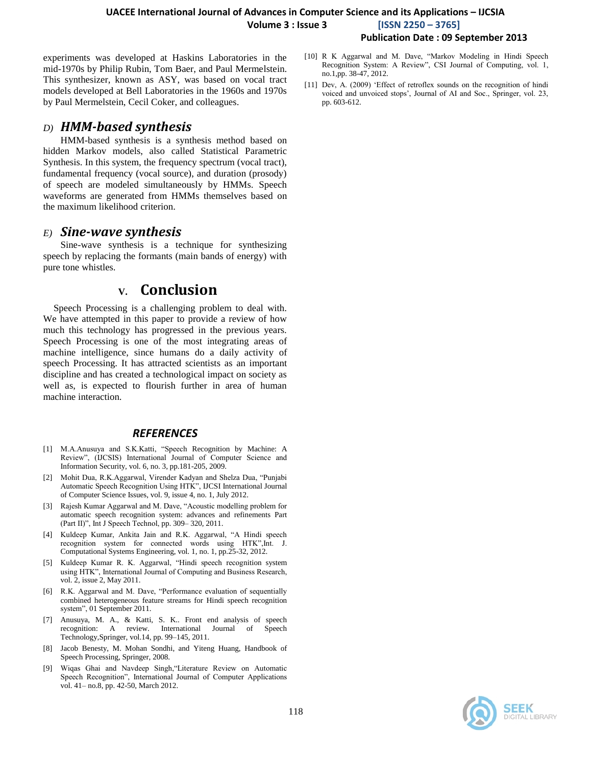experiments was developed at Haskins Laboratories in the mid-1970s by Philip Rubin, Tom Baer, and Paul Mermelstein. This synthesizer, known as ASY, was based on vocal tract models developed at Bell Laboratories in the 1960s and 1970s by Paul Mermelstein, Cecil Coker, and colleagues.

### *D) HMM-based synthesis*

HMM-based synthesis is a synthesis method based on hidden Markov models, also called Statistical Parametric Synthesis. In this system, the frequency spectrum (vocal tract), fundamental frequency (vocal source), and duration (prosody) of speech are modeled simultaneously by HMMs. Speech waveforms are generated from HMMs themselves based on the maximum likelihood criterion.

### *E) Sine-wave synthesis*

Sine-wave synthesis is a technique for synthesizing speech by replacing the formants (main bands of energy) with pure tone whistles.

## V. Conclusion

Speech Processing is a challenging problem to deal with. We have attempted in this paper to provide a review of how much this technology has progressed in the previous years. Speech Processing is one of the most integrating areas of machine intelligence, since humans do a daily activity of speech Processing. It has attracted scientists as an important discipline and has created a technological impact on society as well as, is expected to flourish further in area of human machine interaction.

## *REFERENCES*

[1] M.A.Anusuya and S.K.Katti, "Speech Recognition by Machine: A Review", (IJCSIS) International Journal of Computer Science and Information Security, vol. 6, no. 3, pp.181-205, 2009.

[2] Mohit Dua, R.K.Aggarwal, Virender Kadyan and Shelza Dua, "Punjabi Automatic Speech Recognition Using HTK", IJCSI International Journal of Computer Science Issues, vol. 9, issue 4, no. 1, July 2012.

[3] Rajesh Kumar Aggarwal and M. Dave, "Acoustic modelling problem for automatic speech recognition system: advances and refinements Part (Part II)", Int J Speech Technol, pp. 309– 320, 2011.

[4] Kuldeep Kumar, Ankita Jain and R.K. Aggarwal, "A Hindi speech recognition system for connected words using HTK",Int. J. Computational Systems Engineering, vol. 1, no. 1, pp.25-32, 2012.

[5] Kuldeep Kumar R. K. Aggarwal, "Hindi speech recognition system using HTK", International Journal of Computing and Business Research, vol. 2, issue 2, May 2011.

[6] R.K. Aggarwal and M. Dave, "Performance evaluation of sequentially combined heterogeneous feature streams for Hindi speech recognition system", 01 September 2011.

[7] Anusuya, M. A., & Katti, S. K.. Front end analysis of speech recognition: A review. International Journal of Speech Technology,Springer, vol.14, pp. 99–145, 2011.

[8] Jacob Benesty, M. Mohan Sondhi, and Yiteng Huang, Handbook of Speech Processing, Springer, 2008.

[9] Wiqas Ghai and Navdeep Singh,"Literature Review on Automatic Speech Recognition", International Journal of Computer Applications vol. 41– no.8, pp. 42-50, March 2012.

[10] R K Aggarwal and M. Dave, "Markov Modeling in Hindi Speech Recognition System: A Review", CSI Journal of Computing, vol. 1, no.1,pp. 38-47, 2012.

[11] Dev, A. (2009) 'Effect of retroflex sounds on the recognition of hindi voiced and unvoiced stops', Journal of AI and Soc., Springer, vol. 23, pp. 603-612.